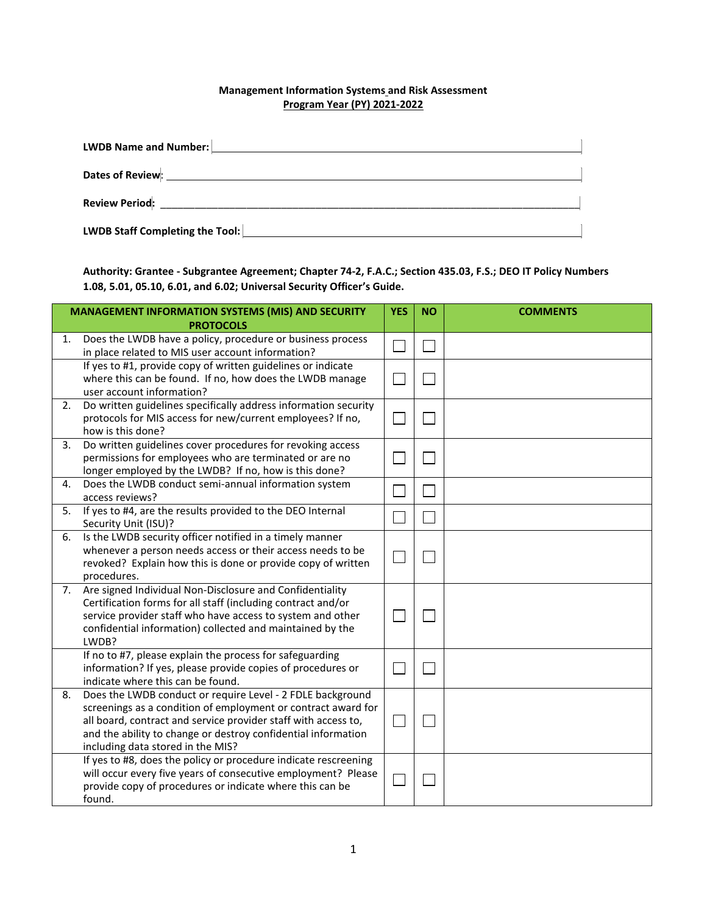**Management Information Systems and Risk Assessment**
**Program Year (PY) 2021-2022**

**LWDB Name and Number:** ______________________________

**Dates of Review:** ______________________________

**Review Period:** ______________________________

**LWDB Staff Completing the Tool:** ______________________________

**Authority: Grantee - Subgrantee Agreement; Chapter 74-2, F.A.C.; Section 435.03, F.S.; DEO IT Policy Numbers 1.08, 5.01, 05.10, 6.01, and 6.02; Universal Security Officer's Guide.**

| MANAGEMENT INFORMATION SYSTEMS (MIS) AND SECURITY PROTOCOLS | YES | NO | COMMENTS |
|---|---|---|---|
| 1. Does the LWDB have a policy, procedure or business process in place related to MIS user account information? | ☐ | ☐ | |
| If yes to #1, provide copy of written guidelines or indicate where this can be found. If no, how does the LWDB manage user account information? | ☐ | ☐ | |
| 2. Do written guidelines specifically address information security protocols for MIS access for new/current employees? If no, how is this done? | ☐ | ☐ | |
| 3. Do written guidelines cover procedures for revoking access permissions for employees who are terminated or are no longer employed by the LWDB? If no, how is this done? | ☐ | ☐ | |
| 4. Does the LWDB conduct semi-annual information system access reviews? | ☐ | ☐ | |
| 5. If yes to #4, are the results provided to the DEO Internal Security Unit (ISU)? | ☐ | ☐ | |
| 6. Is the LWDB security officer notified in a timely manner whenever a person needs access or their access needs to be revoked? Explain how this is done or provide copy of written procedures. | ☐ | ☐ | |
| 7. Are signed Individual Non-Disclosure and Confidentiality Certification forms for all staff (including contract and/or service provider staff who have access to system and other confidential information) collected and maintained by the LWDB? | ☐ | ☐ | |
| If no to #7, please explain the process for safeguarding information? If yes, please provide copies of procedures or indicate where this can be found. | ☐ | ☐ | |
| 8. Does the LWDB conduct or require Level - 2 FDLE background screenings as a condition of employment or contract award for all board, contract and service provider staff with access to, and the ability to change or destroy confidential information including data stored in the MIS? | ☐ | ☐ | |
| If yes to #8, does the policy or procedure indicate rescreening will occur every five years of consecutive employment? Please provide copy of procedures or indicate where this can be found. | ☐ | ☐ | |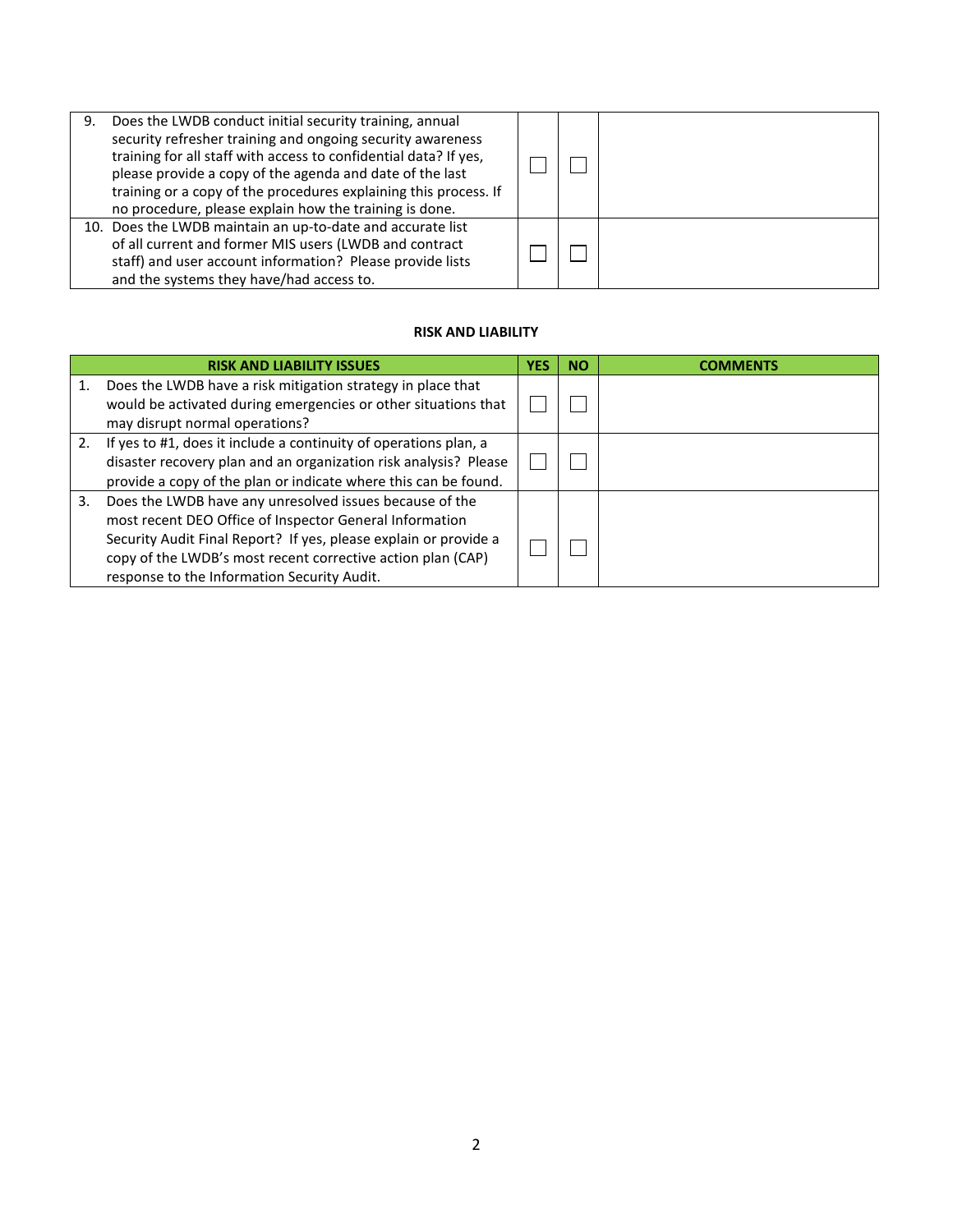| | | | |
|---|---|---|---|
| 9. Does the LWDB conduct initial security training, annual security refresher training and ongoing security awareness training for all staff with access to confidential data? If yes, please provide a copy of the agenda and date of the last training or a copy of the procedures explaining this process. If no procedure, please explain how the training is done. | ☐ | ☐ | |
| 10. Does the LWDB maintain an up-to-date and accurate list of all current and former MIS users (LWDB and contract staff) and user account information? Please provide lists and the systems they have/had access to. | ☐ | ☐ | |

### RISK AND LIABILITY

| RISK AND LIABILITY ISSUES | YES | NO | COMMENTS |
|---|---|---|---|
| 1. Does the LWDB have a risk mitigation strategy in place that would be activated during emergencies or other situations that may disrupt normal operations? | ☐ | ☐ | |
| 2. If yes to #1, does it include a continuity of operations plan, a disaster recovery plan and an organization risk analysis? Please provide a copy of the plan or indicate where this can be found. | ☐ | ☐ | |
| 3. Does the LWDB have any unresolved issues because of the most recent DEO Office of Inspector General Information Security Audit Final Report? If yes, please explain or provide a copy of the LWDB's most recent corrective action plan (CAP) response to the Information Security Audit. | ☐ | ☐ | |